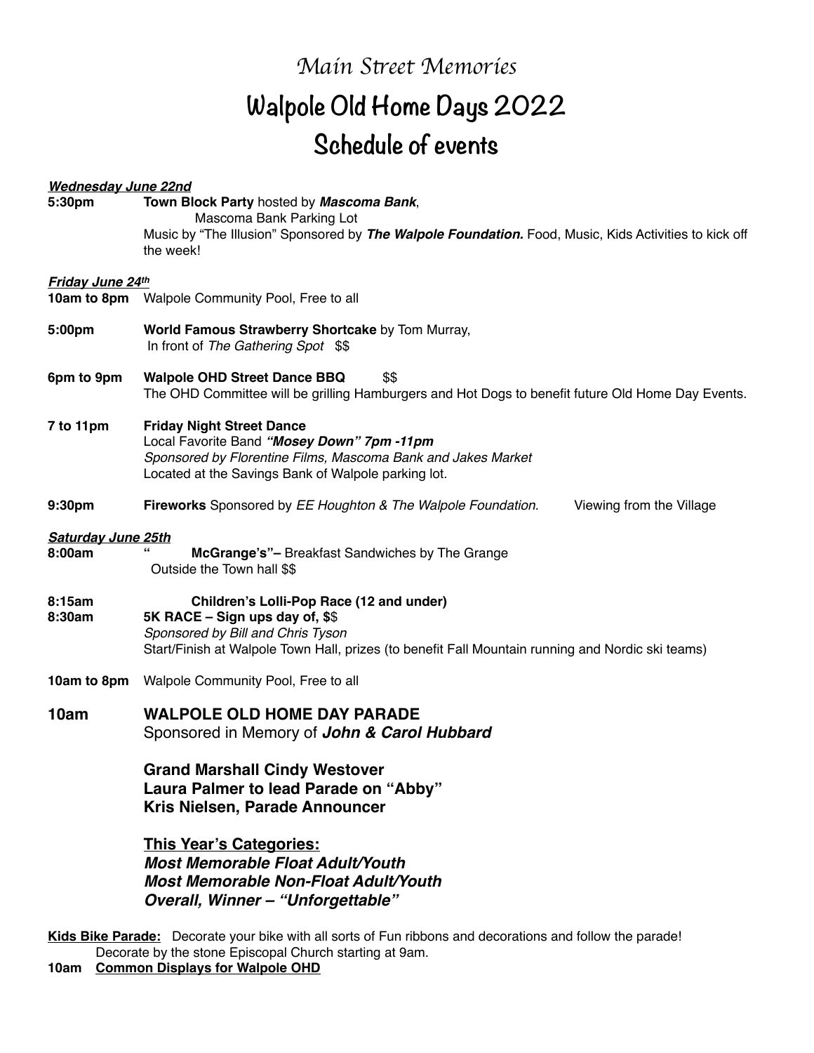*Main Street Memories*

# Walpole Old Home Days 2022

# Schedule of events

***Wednesday June 22nd***

**5:30pm** **Town Block Party** hosted by ***Mascoma Bank***,
Mascoma Bank Parking Lot
Music by "The Illusion" Sponsored by ***The Walpole Foundation.*** Food, Music, Kids Activities to kick off the week!

***Friday June 24th***

**10am to 8pm** Walpole Community Pool, Free to all

**5:00pm** **World Famous Strawberry Shortcake** by Tom Murray,
In front of *The Gathering Spot* $$

**6pm to 9pm** **Walpole OHD Street Dance BBQ** $$
The OHD Committee will be grilling Hamburgers and Hot Dogs to benefit future Old Home Day Events.

**7 to 11pm** **Friday Night Street Dance**
Local Favorite Band ***"Mosey Down" 7pm -11pm***
*Sponsored by Florentine Films, Mascoma Bank and Jakes Market*
Located at the Savings Bank of Walpole parking lot.

**9:30pm** **Fireworks** Sponsored by *EE Houghton & The Walpole Foundation.* Viewing from the Village

***Saturday June 25th***

**8:00am** **" McGrange's"–** Breakfast Sandwiches by The Grange
Outside the Town hall $$

**8:15am** **Children's Lolli-Pop Race (12 and under)**

**8:30am** **5K RACE – Sign ups day of, $$**
*Sponsored by Bill and Chris Tyson*
Start/Finish at Walpole Town Hall, prizes (to benefit Fall Mountain running and Nordic ski teams)

**10am to 8pm** Walpole Community Pool, Free to all

**10am** **WALPOLE OLD HOME DAY PARADE**
Sponsored in Memory of ***John & Carol Hubbard***

**Grand Marshall Cindy Westover**
**Laura Palmer to lead Parade on "Abby"**
**Kris Nielsen, Parade Announcer**

**This Year's Categories:**
***Most Memorable Float Adult/Youth***
***Most Memorable Non-Float Adult/Youth***
***Overall, Winner – "Unforgettable"***

**Kids Bike Parade:** Decorate your bike with all sorts of Fun ribbons and decorations and follow the parade!
Decorate by the stone Episcopal Church starting at 9am.

**10am** **Common Displays for Walpole OHD**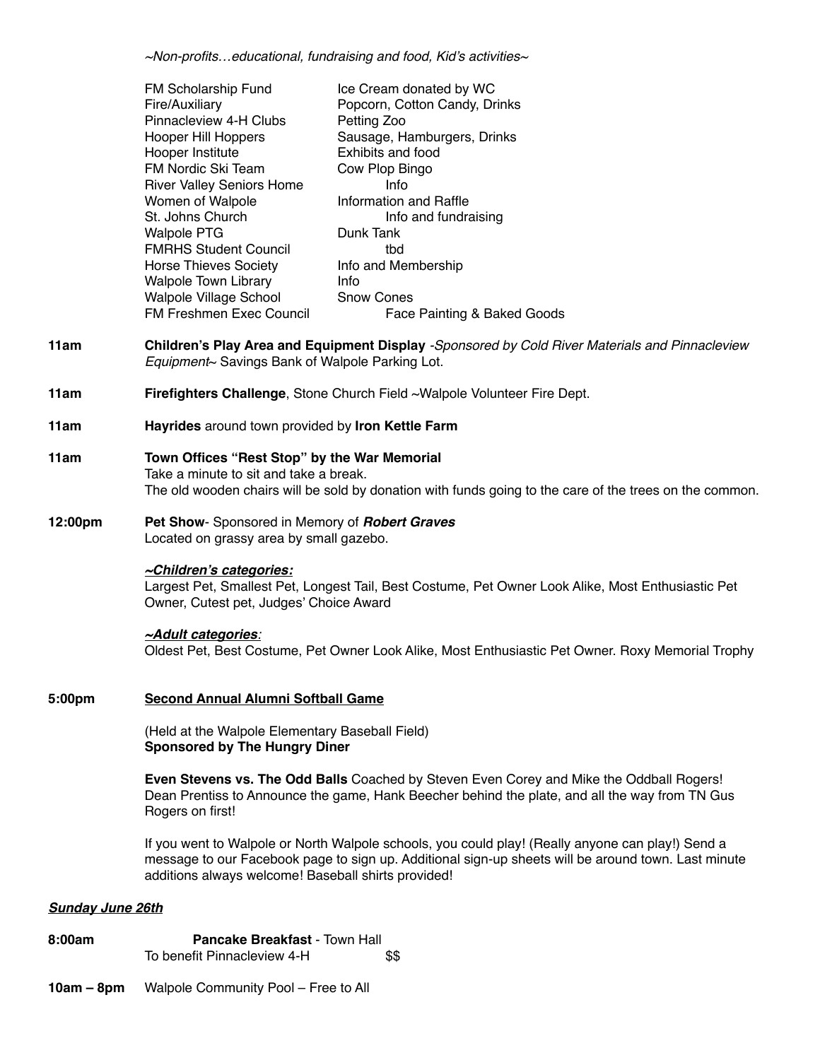*~Non-profits…educational, fundraising and food, Kid's activities~*

| | |
|---|---|
| FM Scholarship Fund | Ice Cream donated by WC |
| Fire/Auxiliary | Popcorn, Cotton Candy, Drinks |
| Pinnacleview 4-H Clubs | Petting Zoo |
| Hooper Hill Hoppers | Sausage, Hamburgers, Drinks |
| Hooper Institute | Exhibits and food |
| FM Nordic Ski Team | Cow Plop Bingo |
| River Valley Seniors Home | Info |
| Women of Walpole | Information and Raffle |
| St. Johns Church | Info and fundraising |
| Walpole PTG | Dunk Tank |
| FMRHS Student Council | tbd |
| Horse Thieves Society | Info and Membership |
| Walpole Town Library | Info |
| Walpole Village School | Snow Cones |
| FM Freshmen Exec Council | Face Painting & Baked Goods |

**11am** **Children's Play Area and Equipment Display** *-Sponsored by Cold River Materials and Pinnacleview Equipment~* Savings Bank of Walpole Parking Lot.

**11am** **Firefighters Challenge**, Stone Church Field ~Walpole Volunteer Fire Dept.

**11am** **Hayrides** around town provided by **Iron Kettle Farm**

**11am** **Town Offices "Rest Stop" by the War Memorial**
Take a minute to sit and take a break.
The old wooden chairs will be sold by donation with funds going to the care of the trees on the common.

**12:00pm** **Pet Show**- Sponsored in Memory of ***Robert Graves***
Located on grassy area by small gazebo.

***~Children's categories:***
Largest Pet, Smallest Pet, Longest Tail, Best Costume, Pet Owner Look Alike, Most Enthusiastic Pet Owner, Cutest pet, Judges' Choice Award

***~Adult categories****:*
Oldest Pet, Best Costume, Pet Owner Look Alike, Most Enthusiastic Pet Owner. Roxy Memorial Trophy

**5:00pm** **Second Annual Alumni Softball Game**

(Held at the Walpole Elementary Baseball Field)
**Sponsored by The Hungry Diner**

**Even Stevens vs. The Odd Balls** Coached by Steven Even Corey and Mike the Oddball Rogers! Dean Prentiss to Announce the game, Hank Beecher behind the plate, and all the way from TN Gus Rogers on first!

If you went to Walpole or North Walpole schools, you could play! (Really anyone can play!) Send a message to our Facebook page to sign up. Additional sign-up sheets will be around town. Last minute additions always welcome! Baseball shirts provided!

***Sunday June 26th***

**8:00am** **Pancake Breakfast** - Town Hall
To benefit Pinnacleview 4-H $$

**10am – 8pm** Walpole Community Pool – Free to All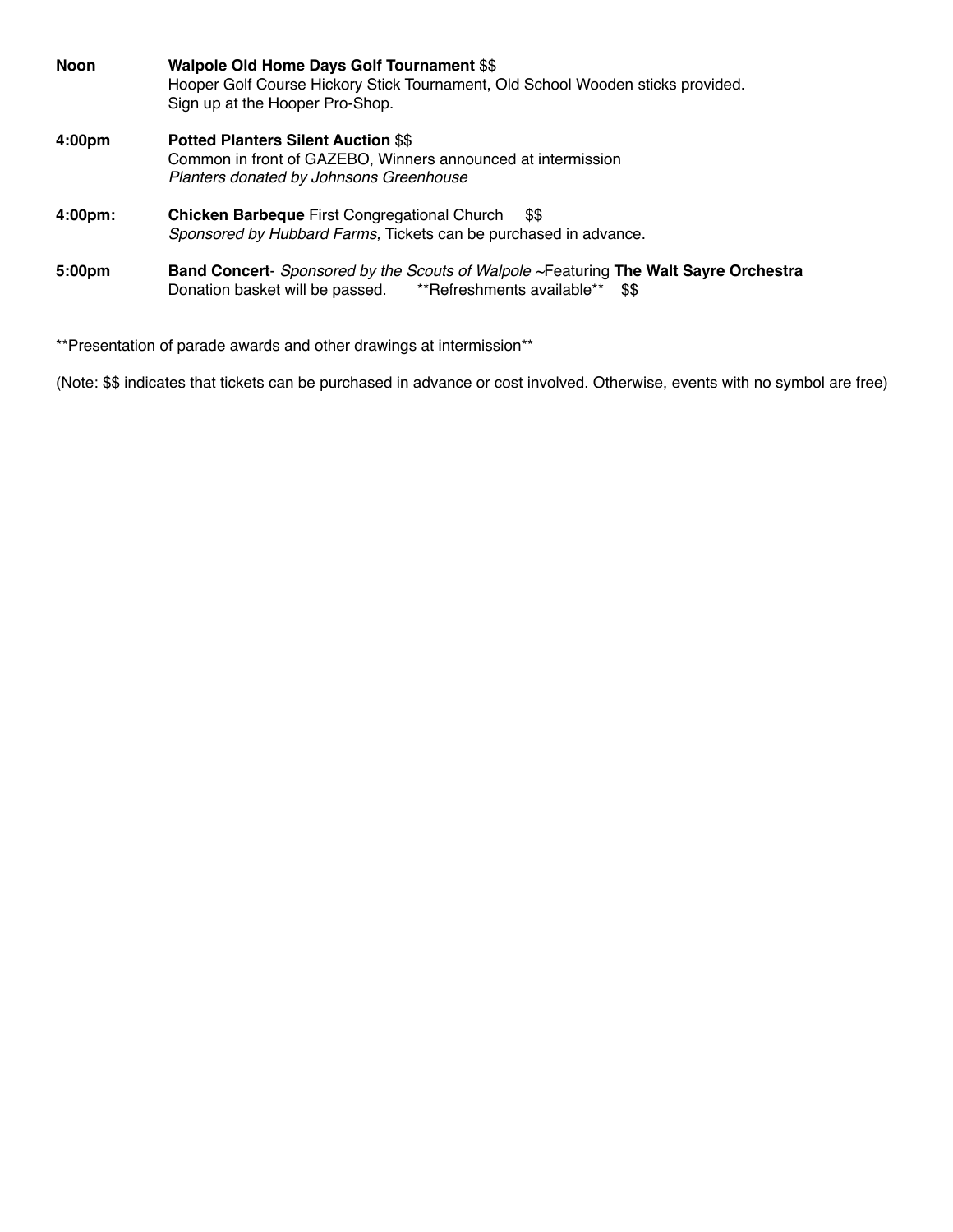**Noon** **Walpole Old Home Days Golf Tournament** $$
Hooper Golf Course Hickory Stick Tournament, Old School Wooden sticks provided.
Sign up at the Hooper Pro-Shop.

**4:00pm** **Potted Planters Silent Auction** $$
Common in front of GAZEBO, Winners announced at intermission
*Planters donated by Johnsons Greenhouse*

**4:00pm:** **Chicken Barbeque** First Congregational Church $$
*Sponsored by Hubbard Farms,* Tickets can be purchased in advance.

**5:00pm** **Band Concert**- *Sponsored by the Scouts of Walpole* ~Featuring **The Walt Sayre Orchestra**
Donation basket will be passed. **Refreshments available** $$

**Presentation of parade awards and other drawings at intermission**

(Note: $$ indicates that tickets can be purchased in advance or cost involved. Otherwise, events with no symbol are free)